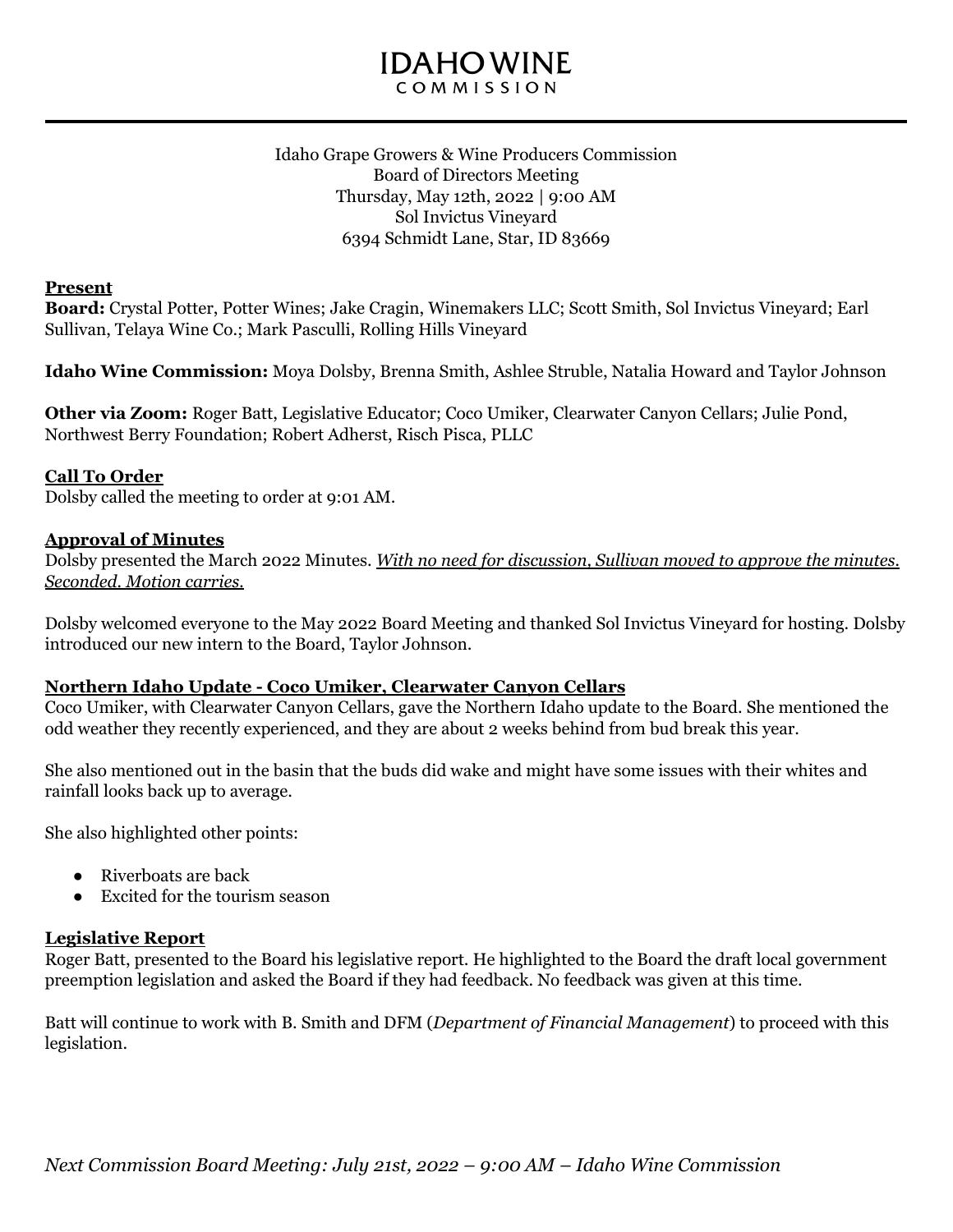# IDAHO WINE COMMISSION

Idaho Grape Growers & Wine Producers Commission
Board of Directors Meeting
Thursday, May 12th, 2022 | 9:00 AM
Sol Invictus Vineyard
6394 Schmidt Lane, Star, ID 83669

## Present

**Board:** Crystal Potter, Potter Wines; Jake Cragin, Winemakers LLC; Scott Smith, Sol Invictus Vineyard; Earl Sullivan, Telaya Wine Co.; Mark Pasculli, Rolling Hills Vineyard

**Idaho Wine Commission:** Moya Dolsby, Brenna Smith, Ashlee Struble, Natalia Howard and Taylor Johnson

**Other via Zoom:** Roger Batt, Legislative Educator; Coco Umiker, Clearwater Canyon Cellars; Julie Pond, Northwest Berry Foundation; Robert Adherst, Risch Pisca, PLLC

## Call To Order

Dolsby called the meeting to order at 9:01 AM.

## Approval of Minutes

Dolsby presented the March 2022 Minutes. ***With no need for discussion, Sullivan moved to approve the minutes. Seconded. Motion carries.***

Dolsby welcomed everyone to the May 2022 Board Meeting and thanked Sol Invictus Vineyard for hosting. Dolsby introduced our new intern to the Board, Taylor Johnson.

## Northern Idaho Update - Coco Umiker, Clearwater Canyon Cellars

Coco Umiker, with Clearwater Canyon Cellars, gave the Northern Idaho update to the Board. She mentioned the odd weather they recently experienced, and they are about 2 weeks behind from bud break this year.

She also mentioned out in the basin that the buds did wake and might have some issues with their whites and rainfall looks back up to average.

She also highlighted other points:

- Riverboats are back
- Excited for the tourism season

## Legislative Report

Roger Batt, presented to the Board his legislative report. He highlighted to the Board the draft local government preemption legislation and asked the Board if they had feedback. No feedback was given at this time.

Batt will continue to work with B. Smith and DFM (*Department of Financial Management*) to proceed with this legislation.

*Next Commission Board Meeting: July 21st, 2022 – 9:00 AM – Idaho Wine Commission*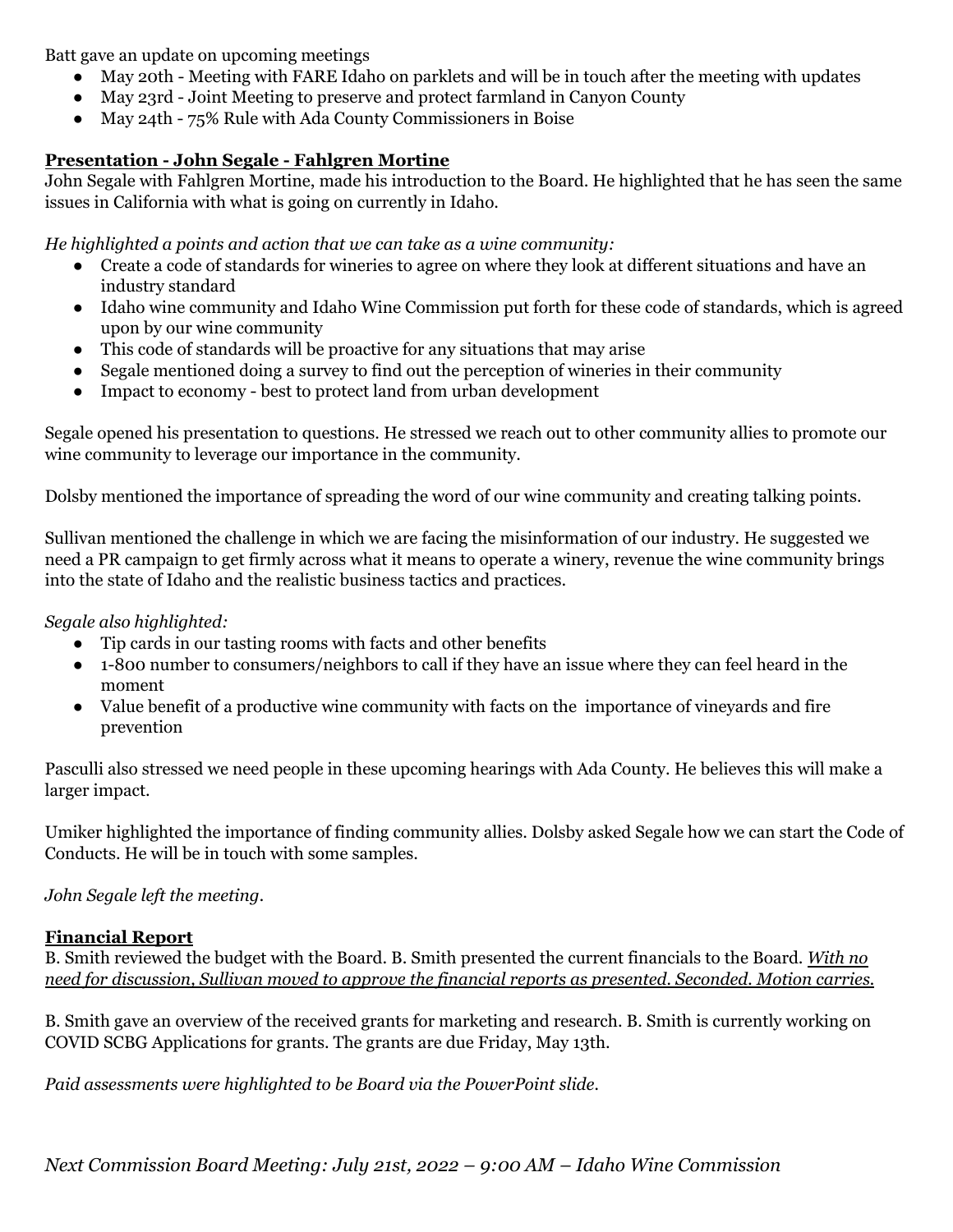Batt gave an update on upcoming meetings

- May 20th - Meeting with FARE Idaho on parklets and will be in touch after the meeting with updates
- May 23rd - Joint Meeting to preserve and protect farmland in Canyon County
- May 24th - 75% Rule with Ada County Commissioners in Boise

**Presentation - John Segale - Fahlgren Mortine**

John Segale with Fahlgren Mortine, made his introduction to the Board. He highlighted that he has seen the same issues in California with what is going on currently in Idaho.

*He highlighted a points and action that we can take as a wine community:*

- Create a code of standards for wineries to agree on where they look at different situations and have an industry standard
- Idaho wine community and Idaho Wine Commission put forth for these code of standards, which is agreed upon by our wine community
- This code of standards will be proactive for any situations that may arise
- Segale mentioned doing a survey to find out the perception of wineries in their community
- Impact to economy - best to protect land from urban development

Segale opened his presentation to questions. He stressed we reach out to other community allies to promote our wine community to leverage our importance in the community.

Dolsby mentioned the importance of spreading the word of our wine community and creating talking points.

Sullivan mentioned the challenge in which we are facing the misinformation of our industry. He suggested we need a PR campaign to get firmly across what it means to operate a winery, revenue the wine community brings into the state of Idaho and the realistic business tactics and practices.

*Segale also highlighted:*

- Tip cards in our tasting rooms with facts and other benefits
- 1-800 number to consumers/neighbors to call if they have an issue where they can feel heard in the moment
- Value benefit of a productive wine community with facts on the importance of vineyards and fire prevention

Pasculli also stressed we need people in these upcoming hearings with Ada County. He believes this will make a larger impact.

Umiker highlighted the importance of finding community allies. Dolsby asked Segale how we can start the Code of Conducts. He will be in touch with some samples.

*John Segale left the meeting.*

**Financial Report**

B. Smith reviewed the budget with the Board. B. Smith presented the current financials to the Board. *With no need for discussion, Sullivan moved to approve the financial reports as presented. Seconded. Motion carries.*

B. Smith gave an overview of the received grants for marketing and research. B. Smith is currently working on COVID SCBG Applications for grants. The grants are due Friday, May 13th.

*Paid assessments were highlighted to be Board via the PowerPoint slide.*

*Next Commission Board Meeting: July 21st, 2022 – 9:00 AM – Idaho Wine Commission*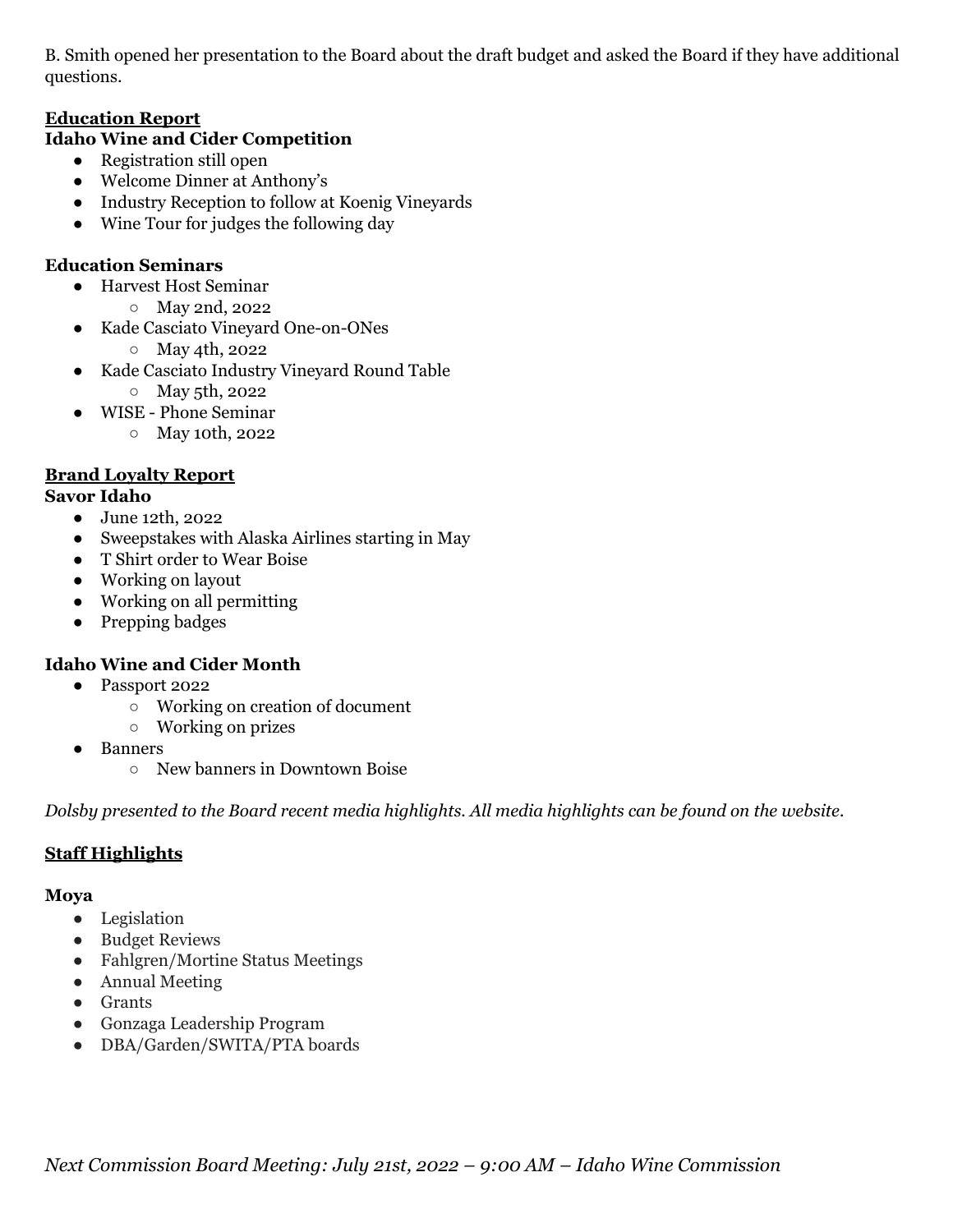B. Smith opened her presentation to the Board about the draft budget and asked the Board if they have additional questions.

## Education Report

### Idaho Wine and Cider Competition

- Registration still open
- Welcome Dinner at Anthony's
- Industry Reception to follow at Koenig Vineyards
- Wine Tour for judges the following day

### Education Seminars

- Harvest Host Seminar
  - May 2nd, 2022
- Kade Casciato Vineyard One-on-ONes
  - May 4th, 2022
- Kade Casciato Industry Vineyard Round Table
  - May 5th, 2022
- WISE - Phone Seminar
  - May 10th, 2022

## Brand Loyalty Report

### Savor Idaho

- June 12th, 2022
- Sweepstakes with Alaska Airlines starting in May
- T Shirt order to Wear Boise
- Working on layout
- Working on all permitting
- Prepping badges

### Idaho Wine and Cider Month

- Passport 2022
  - Working on creation of document
  - Working on prizes
- Banners
  - New banners in Downtown Boise

*Dolsby presented to the Board recent media highlights. All media highlights can be found on the website.*

## Staff Highlights

### Moya

- Legislation
- Budget Reviews
- Fahlgren/Mortine Status Meetings
- Annual Meeting
- Grants
- Gonzaga Leadership Program
- DBA/Garden/SWITA/PTA boards

*Next Commission Board Meeting: July 21st, 2022 – 9:00 AM – Idaho Wine Commission*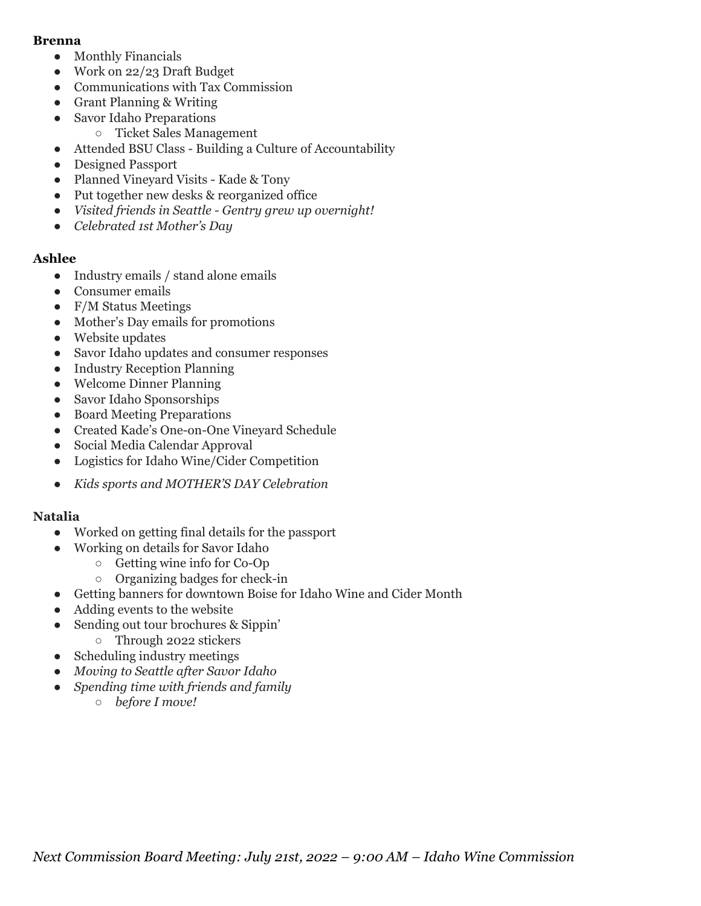**Brenna**

- Monthly Financials
- Work on 22/23 Draft Budget
- Communications with Tax Commission
- Grant Planning & Writing
- Savor Idaho Preparations
  - Ticket Sales Management
- Attended BSU Class - Building a Culture of Accountability
- Designed Passport
- Planned Vineyard Visits - Kade & Tony
- Put together new desks & reorganized office
- *Visited friends in Seattle - Gentry grew up overnight!*
- *Celebrated 1st Mother's Day*

**Ashlee**

- Industry emails / stand alone emails
- Consumer emails
- F/M Status Meetings
- Mother's Day emails for promotions
- Website updates
- Savor Idaho updates and consumer responses
- Industry Reception Planning
- Welcome Dinner Planning
- Savor Idaho Sponsorships
- Board Meeting Preparations
- Created Kade's One-on-One Vineyard Schedule
- Social Media Calendar Approval
- Logistics for Idaho Wine/Cider Competition
- *Kids sports and MOTHER'S DAY Celebration*

**Natalia**

- Worked on getting final details for the passport
- Working on details for Savor Idaho
  - Getting wine info for Co-Op
  - Organizing badges for check-in
- Getting banners for downtown Boise for Idaho Wine and Cider Month
- Adding events to the website
- Sending out tour brochures & Sippin'
  - Through 2022 stickers
- Scheduling industry meetings
- *Moving to Seattle after Savor Idaho*
- *Spending time with friends and family*
  - *before I move!*

*Next Commission Board Meeting: July 21st, 2022 – 9:00 AM – Idaho Wine Commission*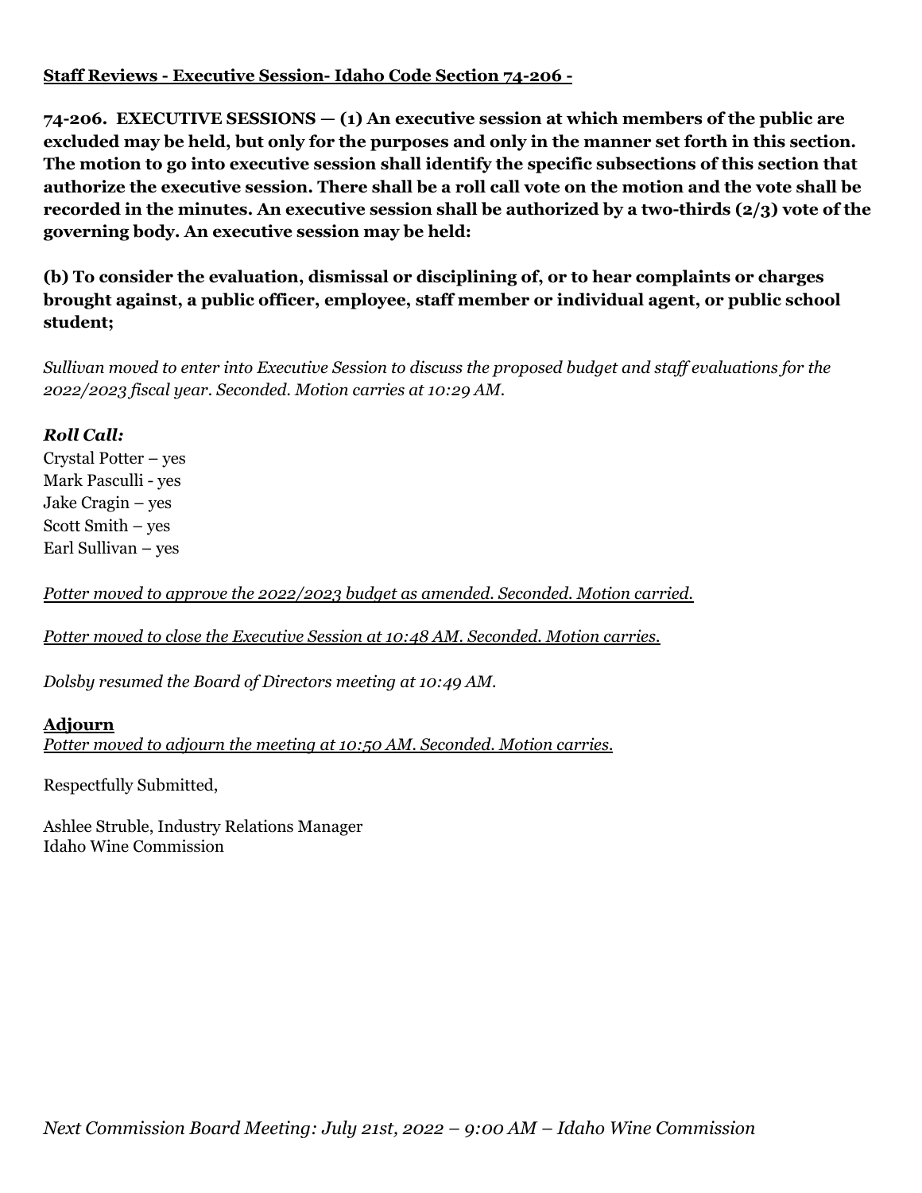**Staff Reviews - Executive Session- Idaho Code Section 74-206 -**

**74-206. EXECUTIVE SESSIONS — (1) An executive session at which members of the public are excluded may be held, but only for the purposes and only in the manner set forth in this section. The motion to go into executive session shall identify the specific subsections of this section that authorize the executive session. There shall be a roll call vote on the motion and the vote shall be recorded in the minutes. An executive session shall be authorized by a two-thirds (2/3) vote of the governing body. An executive session may be held:**

**(b) To consider the evaluation, dismissal or disciplining of, or to hear complaints or charges brought against, a public officer, employee, staff member or individual agent, or public school student;**

*Sullivan moved to enter into Executive Session to discuss the proposed budget and staff evaluations for the 2022/2023 fiscal year. Seconded. Motion carries at 10:29 AM.*

***Roll Call:***

Crystal Potter – yes
Mark Pasculli - yes
Jake Cragin – yes
Scott Smith – yes
Earl Sullivan – yes

*Potter moved to approve the 2022/2023 budget as amended. Seconded. Motion carried.*

*Potter moved to close the Executive Session at 10:48 AM. Seconded. Motion carries.*

*Dolsby resumed the Board of Directors meeting at 10:49 AM.*

**Adjourn**

*Potter moved to adjourn the meeting at 10:50 AM. Seconded. Motion carries.*

Respectfully Submitted,

Ashlee Struble, Industry Relations Manager
Idaho Wine Commission

*Next Commission Board Meeting: July 21st, 2022 – 9:00 AM – Idaho Wine Commission*